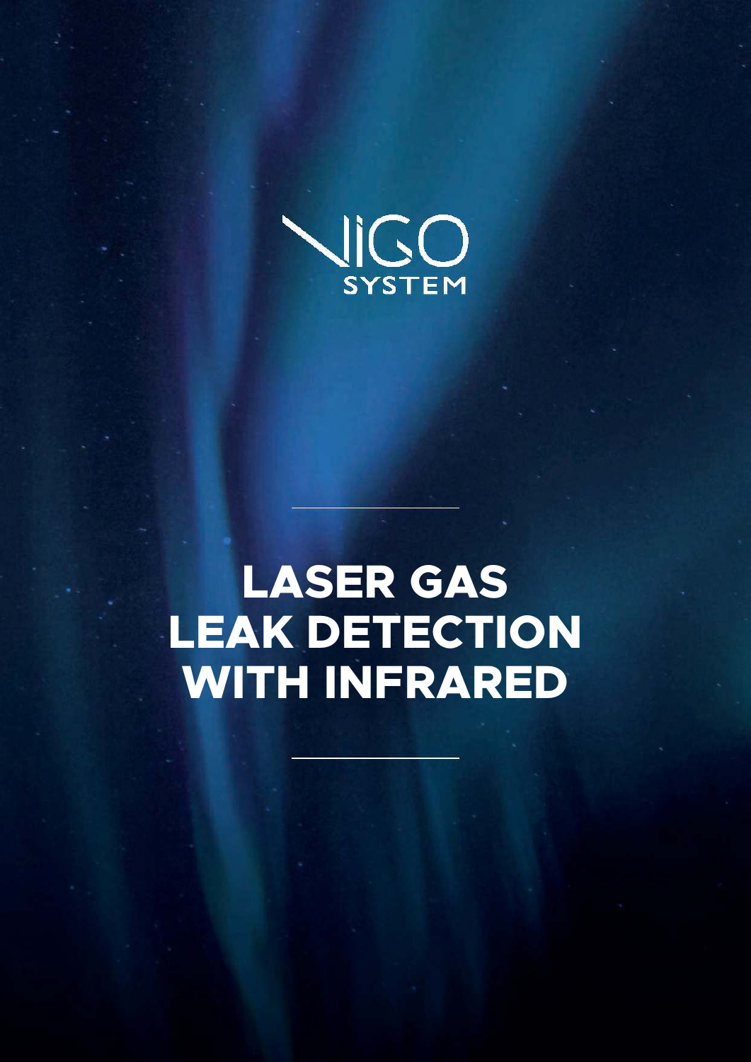VIGO SYSTEM

# LASER GAS LEAK DETECTION WITH INFRARED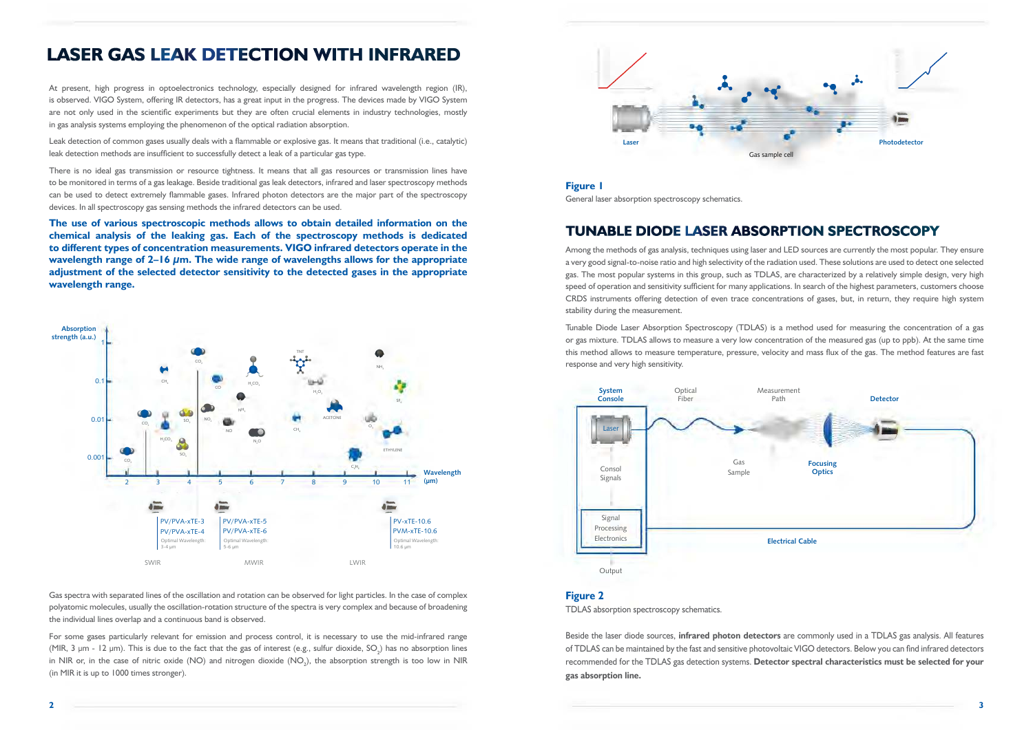# LASER GAS LEAK DETECTION WITH INFRARED

At present, high progress in optoelectronics technology, especially designed for infrared wavelength region (IR), is observed. VIGO System, offering IR detectors, has a great input in the progress. The devices made by VIGO System are not only used in the scientific experiments but they are often crucial elements in industry technologies, mostly in gas analysis systems employing the phenomenon of the optical radiation absorption.

Leak detection of common gases usually deals with a flammable or explosive gas. It means that traditional (i.e., catalytic) leak detection methods are insufficient to successfully detect a leak of a particular gas type.

There is no ideal gas transmission or resource tightness. It means that all gas resources or transmission lines have to be monitored in terms of a gas leakage. Beside traditional gas leak detectors, infrared and laser spectroscopy methods can be used to detect extremely flammable gases. Infrared photon detectors are the major part of the spectroscopy devices. In all spectroscopy gas sensing methods the infrared detectors can be used.

**The use of various spectroscopic methods allows to obtain detailed information on the chemical analysis of the leaking gas. Each of the spectroscopy methods is dedicated to different types of concentration measurements. VIGO infrared detectors operate in the wavelength range of 2–16 µm. The wide range of wavelengths allows for the appropriate adjustment of the selected detector sensitivity to the detected gases in the appropriate wavelength range.**

Absorption strength (a.u.) — Wavelength (µm)

PV/PVA-xTE-3, PV/PVA-xTE-4 — Optimal Wavelength: 3-4 µm

PV/PVA-xTE-5, PV/PVA-xTE-6 — Optimal Wavelength: 5-6 µm

PV-xTE-10.6, PVM-xTE-10.6 — Optimal Wavelength: 10.6 µm

SWIR MWIR LWIR

Gas spectra with separated lines of the oscillation and rotation can be observed for light particles. In the case of complex polyatomic molecules, usually the oscillation-rotation structure of the spectra is very complex and because of broadening the individual lines overlap and a continuous band is observed.

For some gases particularly relevant for emission and process control, it is necessary to use the mid-infrared range (MIR, 3 µm - 12 µm). This is due to the fact that the gas of interest (e.g., sulfur dioxide, $SO_2$) has no absorption lines in NIR or, in the case of nitric oxide (NO) and nitrogen dioxide ($NO_2$), the absorption strength is too low in NIR (in MIR it is up to 1000 times stronger).

Laser — Gas sample cell — Photodetector

**Figure 1**

General laser absorption spectroscopy schematics.

## TUNABLE DIODE LASER ABSORPTION SPECTROSCOPY

Among the methods of gas analysis, techniques using laser and LED sources are currently the most popular. They ensure a very good signal-to-noise ratio and high selectivity of the radiation used. These solutions are used to detect one selected gas. The most popular systems in this group, such as TDLAS, are characterized by a relatively simple design, very high speed of operation and sensitivity sufficient for many applications. In search of the highest parameters, customers choose CRDS instruments offering detection of even trace concentrations of gases, but, in return, they require high system stability during the measurement.

Tunable Diode Laser Absorption Spectroscopy (TDLAS) is a method used for measuring the concentration of a gas or gas mixture. TDLAS allows to measure a very low concentration of the measured gas (up to ppb). At the same time this method allows to measure temperature, pressure, velocity and mass flux of the gas. The method features are fast response and very high sensitivity.

System Console — Laser — Consol Signals — Signal Processing Electronics — Output — Optical Fiber — Measurement Path — Gas Sample — Focusing Optics — Detector — Electrical Cable

**Figure 2**

TDLAS absorption spectroscopy schematics.

Beside the laser diode sources, **infrared photon detectors** are commonly used in a TDLAS gas analysis. All features of TDLAS can be maintained by the fast and sensitive photovoltaic VIGO detectors. Below you can find infrared detectors recommended for the TDLAS gas detection systems. **Detector spectral characteristics must be selected for your gas absorption line.**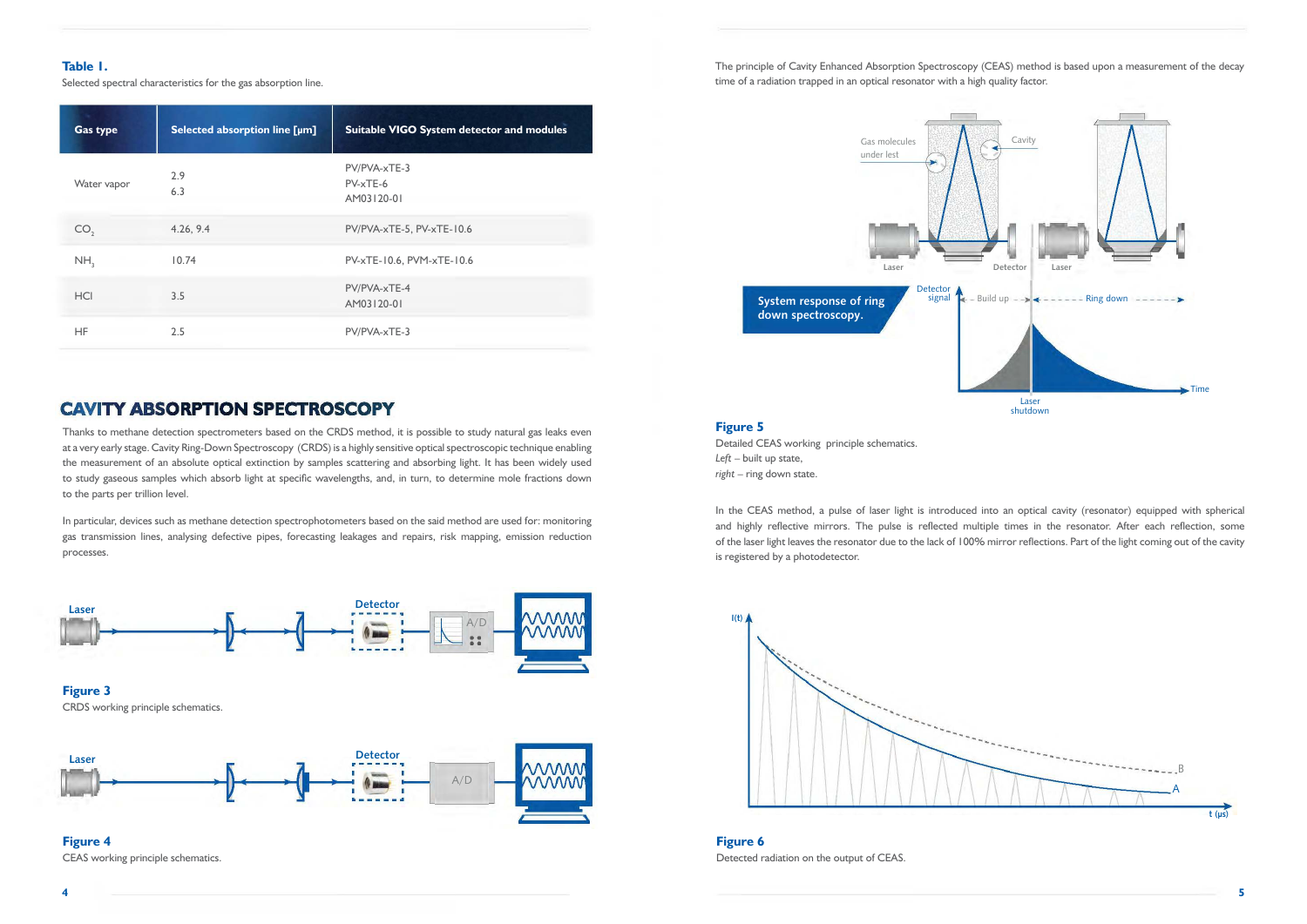**Table 1.**

Selected spectral characteristics for the gas absorption line.

| Gas type | Selected absorption line [μm] | Suitable VIGO System detector and modules |
|---|---|---|
| Water vapor | 2.9<br>6.3 | PV/PVA-xTE-3<br>PV-xTE-6<br>AM03120-01 |
| $CO_2$ | 4.26, 9.4 | PV/PVA-xTE-5, PV-xTE-10.6 |
| $NH_3$ | 10.74 | PV-xTE-10.6, PVM-xTE-10.6 |
| HCl | 3.5 | PV/PVA-xTE-4<br>AM03120-01 |
| HF | 2.5 | PV/PVA-xTE-3 |

## CAVITY ABSORPTION SPECTROSCOPY

Thanks to methane detection spectrometers based on the CRDS method, it is possible to study natural gas leaks even at a very early stage. Cavity Ring-Down Spectroscopy (CRDS) is a highly sensitive optical spectroscopic technique enabling the measurement of an absolute optical extinction by samples scattering and absorbing light. It has been widely used to study gaseous samples which absorb light at specific wavelengths, and, in turn, to determine mole fractions down to the parts per trillion level.

In particular, devices such as methane detection spectrophotometers based on the said method are used for: monitoring gas transmission lines, analysing defective pipes, forecasting leakages and repairs, risk mapping, emission reduction processes.

**Figure 3**

CRDS working principle schematics.

**Figure 4**

CEAS working principle schematics.

The principle of Cavity Enhanced Absorption Spectroscopy (CEAS) method is based upon a measurement of the decay time of a radiation trapped in an optical resonator with a high quality factor.

**Figure 5**

Detailed CEAS working principle schematics.

*Left* – built up state,

*right* – ring down state.

In the CEAS method, a pulse of laser light is introduced into an optical cavity (resonator) equipped with spherical and highly reflective mirrors. The pulse is reflected multiple times in the resonator. After each reflection, some of the laser light leaves the resonator due to the lack of 100% mirror reflections. Part of the light coming out of the cavity is registered by a photodetector.

**Figure 6**

Detected radiation on the output of CEAS.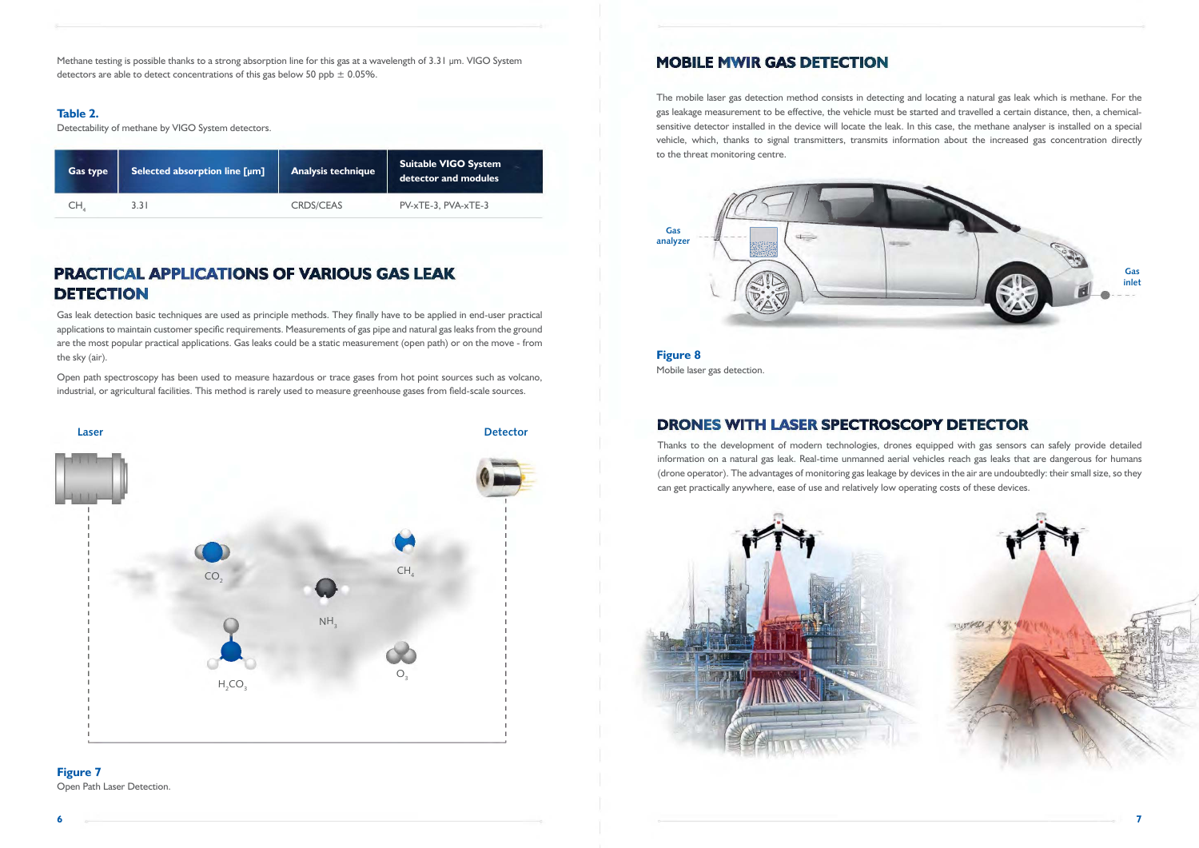Methane testing is possible thanks to a strong absorption line for this gas at a wavelength of 3.31 μm. VIGO System detectors are able to detect concentrations of this gas below 50 ppb ± 0.05%.

**Table 2.**
Detectability of methane by VIGO System detectors.

| Gas type | Selected absorption line [μm] | Analysis technique | Suitable VIGO System detector and modules |
|---|---|---|---|
| $CH_4$ | 3.31 | CRDS/CEAS | PV-xTE-3, PVA-xTE-3 |

## PRACTICAL APPLICATIONS OF VARIOUS GAS LEAK DETECTION

Gas leak detection basic techniques are used as principle methods. They finally have to be applied in end-user practical applications to maintain customer specific requirements. Measurements of gas pipe and natural gas leaks from the ground are the most popular practical applications. Gas leaks could be a static measurement (open path) or on the move - from the sky (air).

Open path spectroscopy has been used to measure hazardous or trace gases from hot point sources such as volcano, industrial, or agricultural facilities. This method is rarely used to measure greenhouse gases from field-scale sources.

**Figure 7**
Open Path Laser Detection.

## MOBILE MWIR GAS DETECTION

The mobile laser gas detection method consists in detecting and locating a natural gas leak which is methane. For the gas leakage measurement to be effective, the vehicle must be started and travelled a certain distance, then, a chemical-sensitive detector installed in the device will locate the leak. In this case, the methane analyser is installed on a special vehicle, which, thanks to signal transmitters, transmits information about the increased gas concentration directly to the threat monitoring centre.

**Figure 8**
Mobile laser gas detection.

## DRONES WITH LASER SPECTROSCOPY DETECTOR

Thanks to the development of modern technologies, drones equipped with gas sensors can safely provide detailed information on a natural gas leak. Real-time unmanned aerial vehicles reach gas leaks that are dangerous for humans (drone operator). The advantages of monitoring gas leakage by devices in the air are undoubtedly: their small size, so they can get practically anywhere, ease of use and relatively low operating costs of these devices.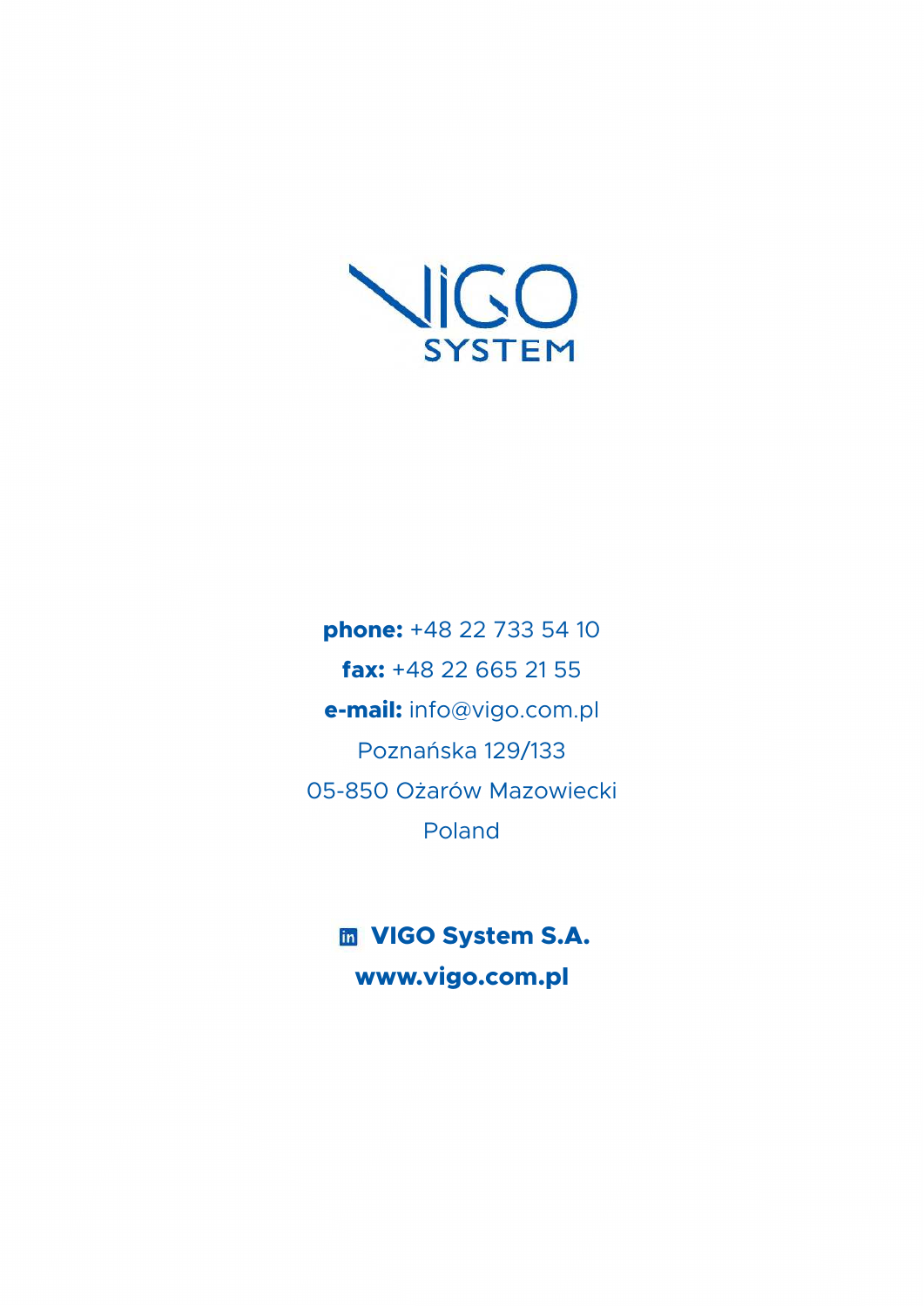VIGO SYSTEM

**phone:** +48 22 733 54 10

**fax:** +48 22 665 21 55

**e-mail:** info@vigo.com.pl

Poznańska 129/133

05-850 Ożarów Mazowiecki

Poland

**VIGO System S.A.**

**www.vigo.com.pl**